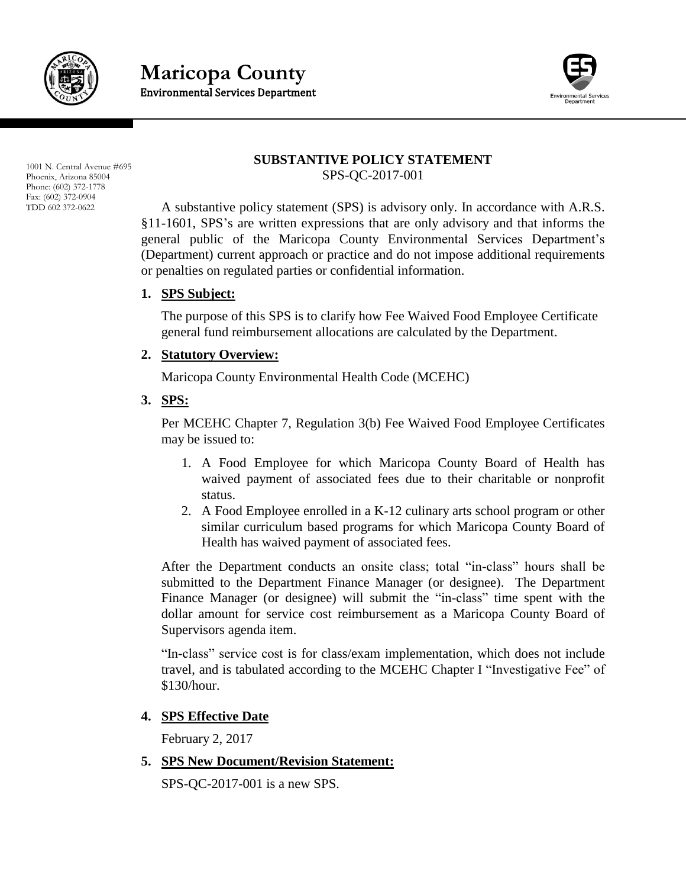# Maricopa County
Environmental Services Department

1001 N. Central Avenue #695
Phoenix, Arizona 85004
Phone: (602) 372-1778
Fax: (602) 372-0904
TDD 602 372-0622

## SUBSTANTIVE POLICY STATEMENT

SPS-QC-2017-001

A substantive policy statement (SPS) is advisory only. In accordance with A.R.S. §11-1601, SPS's are written expressions that are only advisory and that informs the general public of the Maricopa County Environmental Services Department's (Department) current approach or practice and do not impose additional requirements or penalties on regulated parties or confidential information.

### 1. SPS Subject:

The purpose of this SPS is to clarify how Fee Waived Food Employee Certificate general fund reimbursement allocations are calculated by the Department.

### 2. Statutory Overview:

Maricopa County Environmental Health Code (MCEHC)

### 3. SPS:

Per MCEHC Chapter 7, Regulation 3(b) Fee Waived Food Employee Certificates may be issued to:

1. A Food Employee for which Maricopa County Board of Health has waived payment of associated fees due to their charitable or nonprofit status.
2. A Food Employee enrolled in a K-12 culinary arts school program or other similar curriculum based programs for which Maricopa County Board of Health has waived payment of associated fees.

After the Department conducts an onsite class; total "in-class" hours shall be submitted to the Department Finance Manager (or designee). The Department Finance Manager (or designee) will submit the "in-class" time spent with the dollar amount for service cost reimbursement as a Maricopa County Board of Supervisors agenda item.

"In-class" service cost is for class/exam implementation, which does not include travel, and is tabulated according to the MCEHC Chapter I "Investigative Fee" of $130/hour.

### 4. SPS Effective Date

February 2, 2017

### 5. SPS New Document/Revision Statement:

SPS-QC-2017-001 is a new SPS.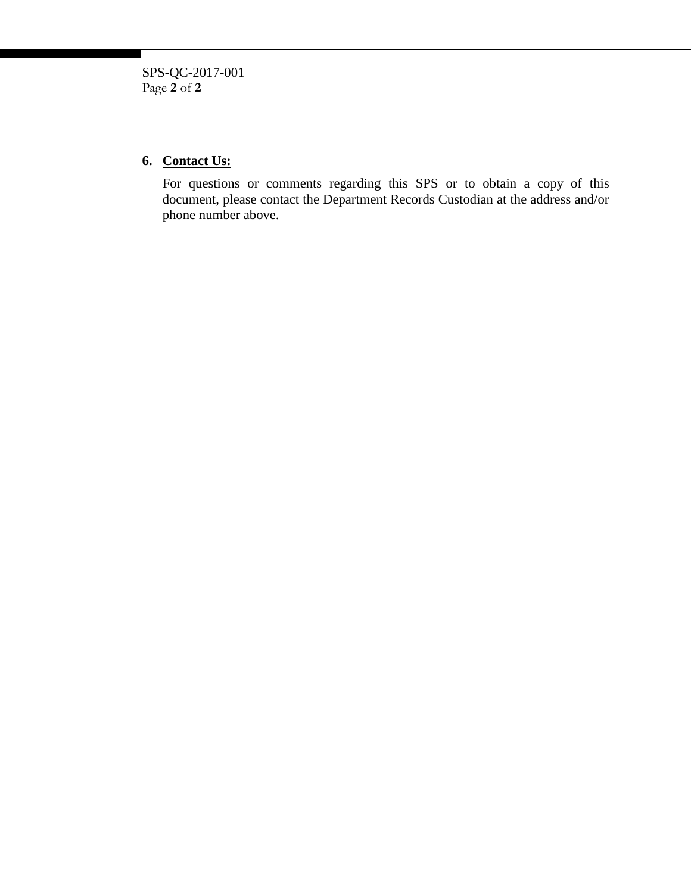6. **Contact Us:**

   For questions or comments regarding this SPS or to obtain a copy of this document, please contact the Department Records Custodian at the address and/or phone number above.